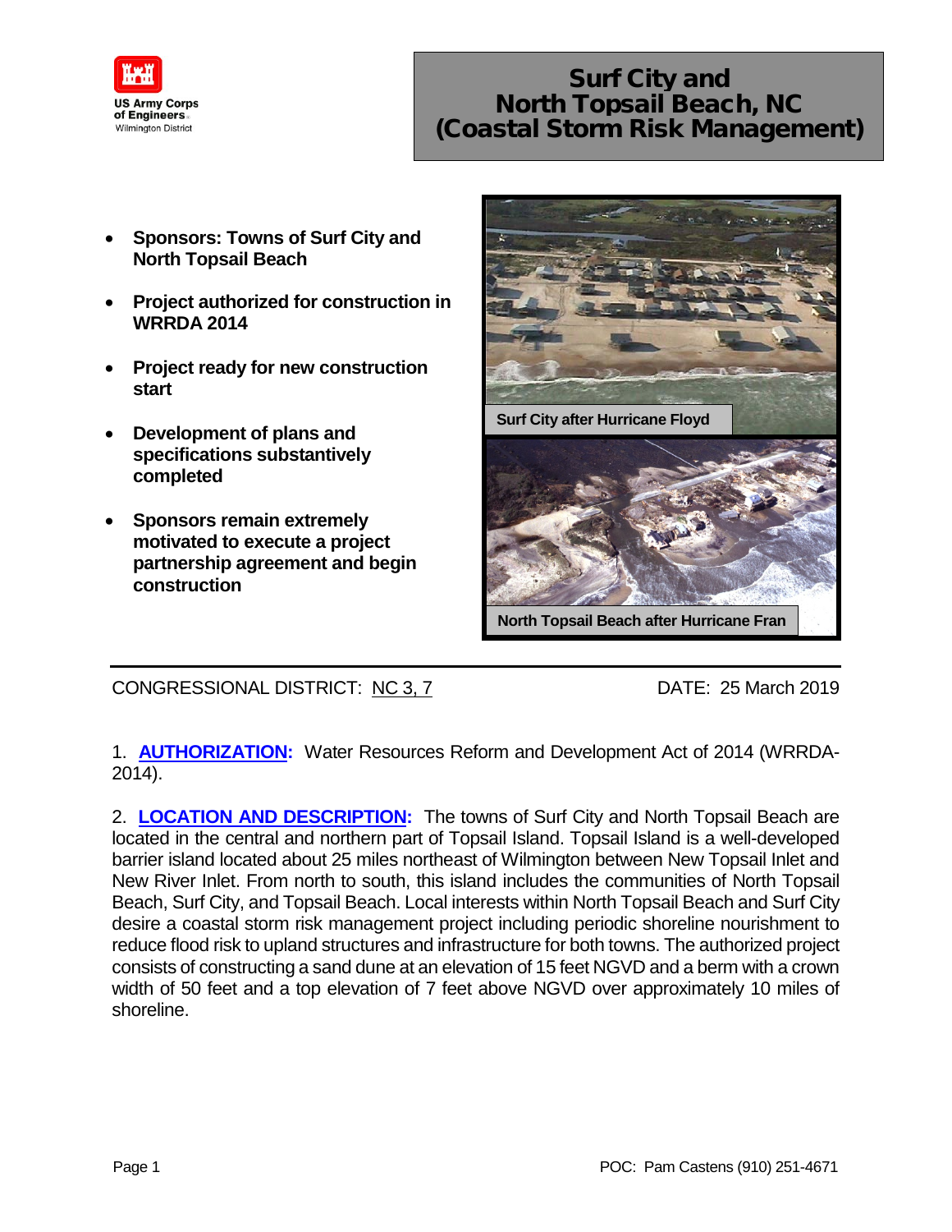US Army Corps of Engineers
Wilmington District

# Surf City and North Topsail Beach, NC (Coastal Storm Risk Management)

- **Sponsors: Towns of Surf City and North Topsail Beach**
- **Project authorized for construction in WRRDA 2014**
- **Project ready for new construction start**
- **Development of plans and specifications substantively completed**
- **Sponsors remain extremely motivated to execute a project partnership agreement and begin construction**

**Surf City after Hurricane Floyd**

**North Topsail Beach after Hurricane Fran**

CONGRESSIONAL DISTRICT: NC 3, 7 DATE: 25 March 2019

1. **AUTHORIZATION:** Water Resources Reform and Development Act of 2014 (WRRDA-2014).

2. **LOCATION AND DESCRIPTION:** The towns of Surf City and North Topsail Beach are located in the central and northern part of Topsail Island. Topsail Island is a well-developed barrier island located about 25 miles northeast of Wilmington between New Topsail Inlet and New River Inlet. From north to south, this island includes the communities of North Topsail Beach, Surf City, and Topsail Beach. Local interests within North Topsail Beach and Surf City desire a coastal storm risk management project including periodic shoreline nourishment to reduce flood risk to upland structures and infrastructure for both towns. The authorized project consists of constructing a sand dune at an elevation of 15 feet NGVD and a berm with a crown width of 50 feet and a top elevation of 7 feet above NGVD over approximately 10 miles of shoreline.

POC: Pam Castens (910) 251-4671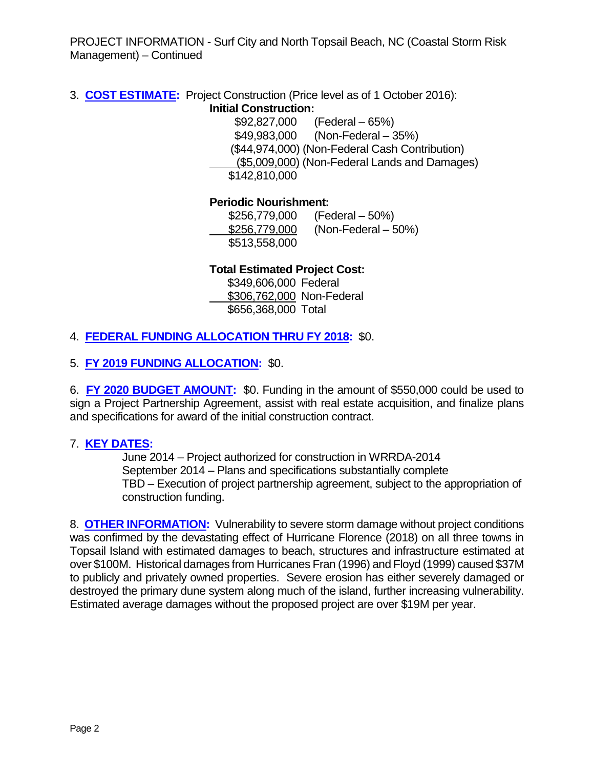PROJECT INFORMATION - Surf City and North Topsail Beach, NC (Coastal Storm Risk Management) – Continued

3. **COST ESTIMATE:** Project Construction (Price level as of 1 October 2016):

**Initial Construction:**

| | |
|---|---|
| $92,827,000 | (Federal – 65%) |
| $49,983,000 | (Non-Federal – 35%) |
| ($44,974,000) | (Non-Federal Cash Contribution) |
| ($5,009,000) | (Non-Federal Lands and Damages) |
| $142,810,000 | |

**Periodic Nourishment:**

| | |
|---|---|
| $256,779,000 | (Federal – 50%) |
| $256,779,000 | (Non-Federal – 50%) |
| $513,558,000 | |

**Total Estimated Project Cost:**

| | |
|---|---|
| $349,606,000 | Federal |
| $306,762,000 | Non-Federal |
| $656,368,000 | Total |

4. **FEDERAL FUNDING ALLOCATION THRU FY 2018:** $0.

5. **FY 2019 FUNDING ALLOCATION:** $0.

6. **FY 2020 BUDGET AMOUNT:** $0. Funding in the amount of $550,000 could be used to sign a Project Partnership Agreement, assist with real estate acquisition, and finalize plans and specifications for award of the initial construction contract.

7. **KEY DATES:**

June 2014 – Project authorized for construction in WRRDA-2014
September 2014 – Plans and specifications substantially complete
TBD – Execution of project partnership agreement, subject to the appropriation of construction funding.

8. **OTHER INFORMATION:** Vulnerability to severe storm damage without project conditions was confirmed by the devastating effect of Hurricane Florence (2018) on all three towns in Topsail Island with estimated damages to beach, structures and infrastructure estimated at over $100M. Historical damages from Hurricanes Fran (1996) and Floyd (1999) caused $37M to publicly and privately owned properties. Severe erosion has either severely damaged or destroyed the primary dune system along much of the island, further increasing vulnerability. Estimated average damages without the proposed project are over $19M per year.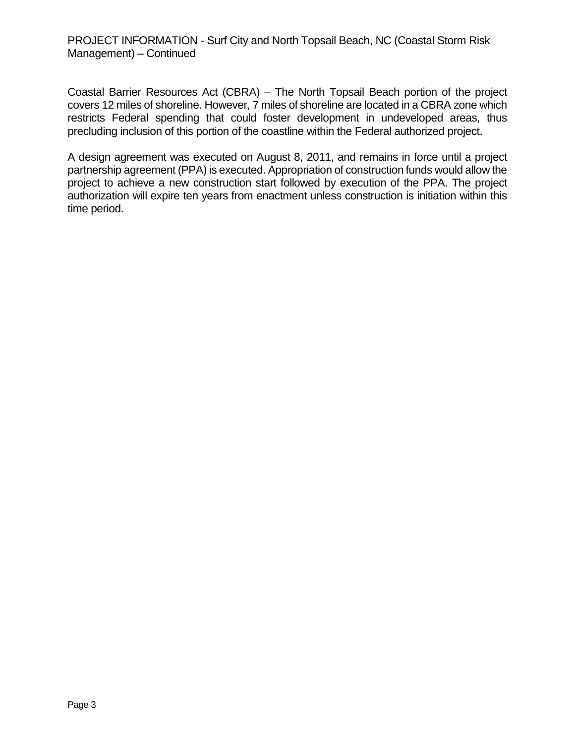PROJECT INFORMATION - Surf City and North Topsail Beach, NC (Coastal Storm Risk Management) – Continued

Coastal Barrier Resources Act (CBRA) – The North Topsail Beach portion of the project covers 12 miles of shoreline. However, 7 miles of shoreline are located in a CBRA zone which restricts Federal spending that could foster development in undeveloped areas, thus precluding inclusion of this portion of the coastline within the Federal authorized project.

A design agreement was executed on August 8, 2011, and remains in force until a project partnership agreement (PPA) is executed. Appropriation of construction funds would allow the project to achieve a new construction start followed by execution of the PPA. The project authorization will expire ten years from enactment unless construction is initiation within this time period.